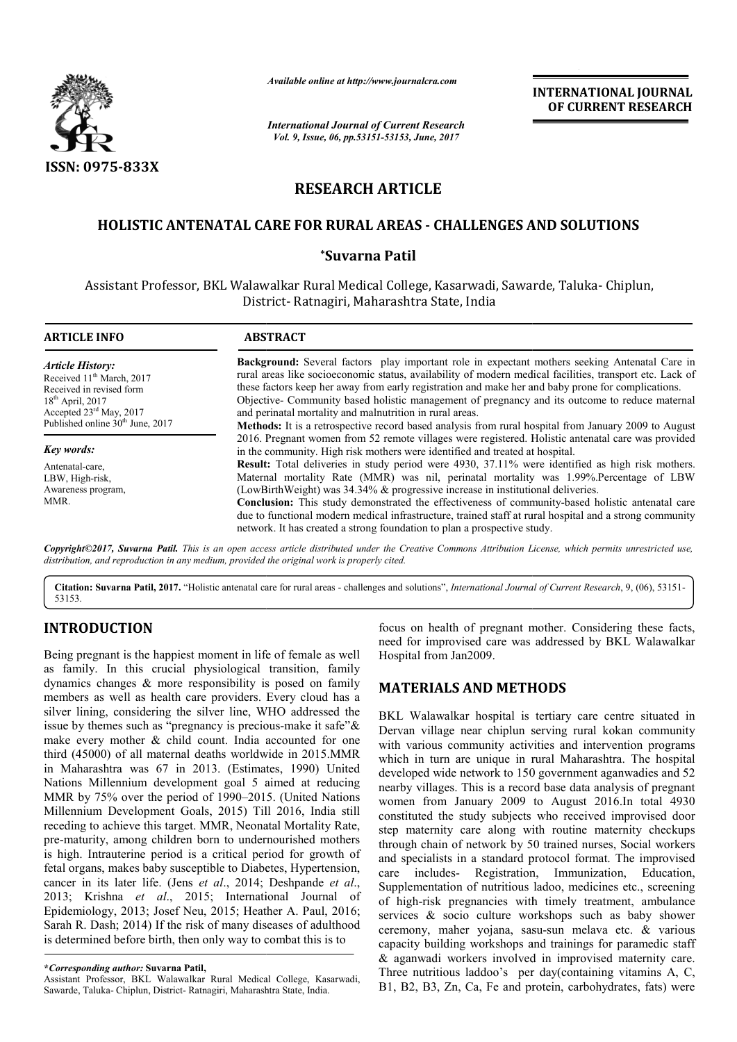# RESEARCH ARTICLE

## HOLISTIC ANTENATAL CARE FOR RURAL AREAS - CHALLENGES AND SOLUTIONS

**\*Suvarna Patil**

Assistant Professor, BKL Walawalkar Rural Medical College, Kasarwadi, Sawarde, Taluka- Chiplun, District- Ratnagiri, Maharashtra State, India

### ARTICLE INFO

*Article History:*
Received 11th March, 2017
Received in revised form
18th April, 2017
Accepted 23rd May, 2017
Published online 30th June, 2017

*Key words:*
Antenatal-care,
LBW, High-risk,
Awareness program,
MMR.

### ABSTRACT

**Background:** Several factors play important role in expectant mothers seeking Antenatal Care in rural areas like socioeconomic status, availability of modern medical facilities, transport etc. Lack of these factors keep her away from early registration and make her and baby prone for complications.

Objective- Community based holistic management of pregnancy and its outcome to reduce maternal and perinatal mortality and malnutrition in rural areas.

**Methods:** It is a retrospective record based analysis from rural hospital from January 2009 to August 2016. Pregnant women from 52 remote villages were registered. Holistic antenatal care was provided in the community. High risk mothers were identified and treated at hospital.

**Result:** Total deliveries in study period were 4930, 37.11% were identified as high risk mothers. Maternal mortality Rate (MMR) was nil, perinatal mortality was 1.99%.Percentage of LBW (LowBirthWeight) was 34.34% & progressive increase in institutional deliveries.

**Conclusion:** This study demonstrated the effectiveness of community-based holistic antenatal care due to functional modern medical infrastructure, trained staff at rural hospital and a strong community network. It has created a strong foundation to plan a prospective study.

*Copyright©2017, Suvarna Patil. This is an open access article distributed under the Creative Commons Attribution License, which permits unrestricted use, distribution, and reproduction in any medium, provided the original work is properly cited.*

**Citation: Suvarna Patil, 2017.** "Holistic antenatal care for rural areas - challenges and solutions", *International Journal of Current Research*, 9, (06), 53151-53153.

## INTRODUCTION

Being pregnant is the happiest moment in life of female as well as family. In this crucial physiological transition, family dynamics changes & more responsibility is posed on family members as well as health care providers. Every cloud has a silver lining, considering the silver line, WHO addressed the issue by themes such as "pregnancy is precious-make it safe"& make every mother & child count. India accounted for one third (45000) of all maternal deaths worldwide in 2015.MMR in Maharashtra was 67 in 2013. (Estimates, 1990) United Nations Millennium development goal 5 aimed at reducing MMR by 75% over the period of 1990–2015. (United Nations Millennium Development Goals, 2015) Till 2016, India still receding to achieve this target. MMR, Neonatal Mortality Rate, pre-maturity, among children born to undernourished mothers is high. Intrauterine period is a critical period for growth of fetal organs, makes baby susceptible to Diabetes, Hypertension, cancer in its later life. (Jens *et al*., 2014; Deshpande *et al*., 2013; Krishna *et al*., 2015; International Journal of Epidemiology, 2013; Josef Neu, 2015; Heather A. Paul, 2016; Sarah R. Dash; 2014) If the risk of many diseases of adulthood is determined before birth, then only way to combat this is to focus on health of pregnant mother. Considering these facts, need for improvised care was addressed by BKL Walawalkar Hospital from Jan2009.

## MATERIALS AND METHODS

BKL Walawalkar hospital is tertiary care centre situated in Dervan village near chiplun serving rural kokan community with various community activities and intervention programs which in turn are unique in rural Maharashtra. The hospital developed wide network to 150 government aganwadies and 52 nearby villages. This is a record base data analysis of pregnant women from January 2009 to August 2016.In total 4930 constituted the study subjects who received improvised door step maternity care along with routine maternity checkups through chain of network by 50 trained nurses, Social workers and specialists in a standard protocol format. The improvised care includes- Registration, Immunization, Education, Supplementation of nutritious ladoo, medicines etc., screening of high-risk pregnancies with timely treatment, ambulance services & socio culture workshops such as baby shower ceremony, maher yojana, sasu-sun melava etc. & various capacity building workshops and trainings for paramedic staff & aganwadi workers involved in improvised maternity care. Three nutritious laddoo's per day(containing vitamins A, C, B1, B2, B3, Zn, Ca, Fe and protein, carbohydrates, fats) were

**\*Corresponding author: Suvarna Patil,**
Assistant Professor, BKL Walawalkar Rural Medical College, Kasarwadi, Sawarde, Taluka- Chiplun, District- Ratnagiri, Maharashtra State, India.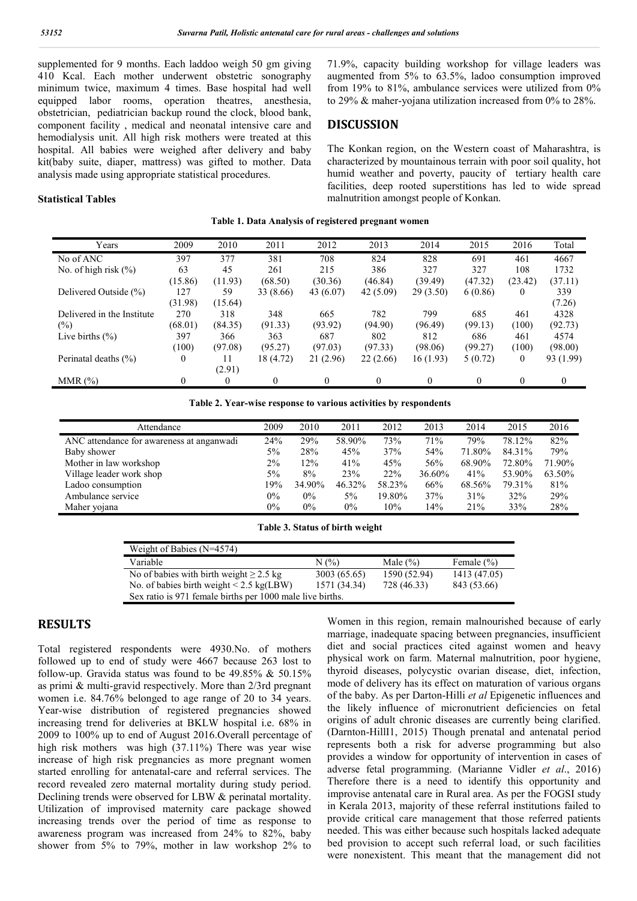supplemented for 9 months. Each laddoo weigh 50 gm giving 410 Kcal. Each mother underwent obstetric sonography minimum twice, maximum 4 times. Base hospital had well equipped labor rooms, operation theatres, anesthesia, obstetrician, pediatrician backup round the clock, blood bank, component facility , medical and neonatal intensive care and hemodialysis unit. All high risk mothers were treated at this hospital. All babies were weighed after delivery and baby kit(baby suite, diaper, mattress) was gifted to mother. Data analysis made using appropriate statistical procedures.

### Statistical Tables

**Table 1. Data Analysis of registered pregnant women**

| Years | 2009 | 2010 | 2011 | 2012 | 2013 | 2014 | 2015 | 2016 | Total |
|---|---|---|---|---|---|---|---|---|---|
| No of ANC | 397 | 377 | 381 | 708 | 824 | 828 | 691 | 461 | 4667 |
| No. of high risk (%) | 63 (15.86) | 45 (11.93) | 261 (68.50) | 215 (30.36) | 386 (46.84) | 327 (39.49) | 327 (47.32) | 108 (23.42) | 1732 (37.11) |
| Delivered Outside (%) | 127 (31.98) | 59 (15.64) | 33 (8.66) | 43 (6.07) | 42 (5.09) | 29 (3.50) | 6 (0.86) | 0 | 339 (7.26) |
| Delivered in the Institute (%) | 270 (68.01) | 318 (84.35) | 348 (91.33) | 665 (93.92) | 782 (94.90) | 799 (96.49) | 685 (99.13) | 461 (100) | 4328 (92.73) |
| Live births (%) | 397 (100) | 366 (97.08) | 363 (95.27) | 687 (97.03) | 802 (97.33) | 812 (98.06) | 686 (99.27) | 461 (100) | 4574 (98.00) |
| Perinatal deaths (%) | 0 | 11 (2.91) | 18 (4.72) | 21 (2.96) | 22 (2.66) | 16 (1.93) | 5 (0.72) | 0 | 93 (1.99) |
| MMR (%) | 0 | 0 | 0 | 0 | 0 | 0 | 0 | 0 | 0 |

**Table 2. Year-wise response to various activities by respondents**

| Attendance | 2009 | 2010 | 2011 | 2012 | 2013 | 2014 | 2015 | 2016 |
|---|---|---|---|---|---|---|---|---|
| ANC attendance for awareness at anganwadi | 24% | 29% | 58.90% | 73% | 71% | 79% | 78.12% | 82% |
| Baby shower | 5% | 28% | 45% | 37% | 54% | 71.80% | 84.31% | 79% |
| Mother in law workshop | 2% | 12% | 41% | 45% | 56% | 68.90% | 72.80% | 71.90% |
| Village leader work shop | 5% | 8% | 23% | 22% | 36.60% | 41% | 53.90% | 63.50% |
| Ladoo consumption | 19% | 34.90% | 46.32% | 58.23% | 66% | 68.56% | 79.31% | 81% |
| Ambulance service | 0% | 0% | 5% | 19.80% | 37% | 31% | 32% | 29% |
| Maher yojana | 0% | 0% | 0% | 10% | 14% | 21% | 33% | 28% |

**Table 3. Status of birth weight**

| Weight of Babies (N=4574) | | | |
|---|---|---|---|
| Variable | N (%) | Male (%) | Female (%) |
| No of babies with birth weight ≥ 2.5 kg | 3003 (65.65) | 1590 (52.94) | 1413 (47.05) |
| No. of babies birth weight < 2.5 kg(LBW) | 1571 (34.34) | 728 (46.33) | 843 (53.66) |
| Sex ratio is 971 female births per 1000 male live births. | | | |

## RESULTS

Total registered respondents were 4930.No. of mothers followed up to end of study were 4667 because 263 lost to follow-up. Gravida status was found to be 49.85% & 50.15% as primi & multi-gravid respectively. More than 2/3rd pregnant women i.e. 84.76% belonged to age range of 20 to 34 years. Year-wise distribution of registered pregnancies showed increasing trend for deliveries at BKLW hospital i.e. 68% in 2009 to 100% up to end of August 2016.Overall percentage of high risk mothers was high (37.11%) There was year wise increase of high risk pregnancies as more pregnant women started enrolling for antenatal-care and referral services. The record revealed zero maternal mortality during study period. Declining trends were observed for LBW & perinatal mortality. Utilization of improvised maternity care package showed increasing trends over the period of time as response to awareness program was increased from 24% to 82%, baby shower from 5% to 79%, mother in law workshop 2% to 71.9%, capacity building workshop for village leaders was augmented from 5% to 63.5%, ladoo consumption improved from 19% to 81%, ambulance services were utilized from 0% to 29% & maher-yojana utilization increased from 0% to 28%.

## DISCUSSION

The Konkan region, on the Western coast of Maharashtra, is characterized by mountainous terrain with poor soil quality, hot humid weather and poverty, paucity of tertiary health care facilities, deep rooted superstitions has led to wide spread malnutrition amongst people of Konkan.

Women in this region, remain malnourished because of early marriage, inadequate spacing between pregnancies, insufficient diet and social practices cited against women and heavy physical work on farm. Maternal malnutrition, poor hygiene, thyroid diseases, polycystic ovarian disease, diet, infection, mode of delivery has its effect on maturation of various organs of the baby. As per Darton-Hilli *et al* Epigenetic influences and the likely influence of micronutrient deficiencies on fetal origins of adult chronic diseases are currently being clarified. (Darnton-HillI1, 2015) Though prenatal and antenatal period represents both a risk for adverse programming but also provides a window for opportunity of intervention in cases of adverse fetal programming. (Marianne Vidler *et al*., 2016) Therefore there is a need to identify this opportunity and improvise antenatal care in Rural area. As per the FOGSI study in Kerala 2013, majority of these referral institutions failed to provide critical care management that those referred patients needed. This was either because such hospitals lacked adequate bed provision to accept such referral load, or such facilities were nonexistent. This meant that the management did not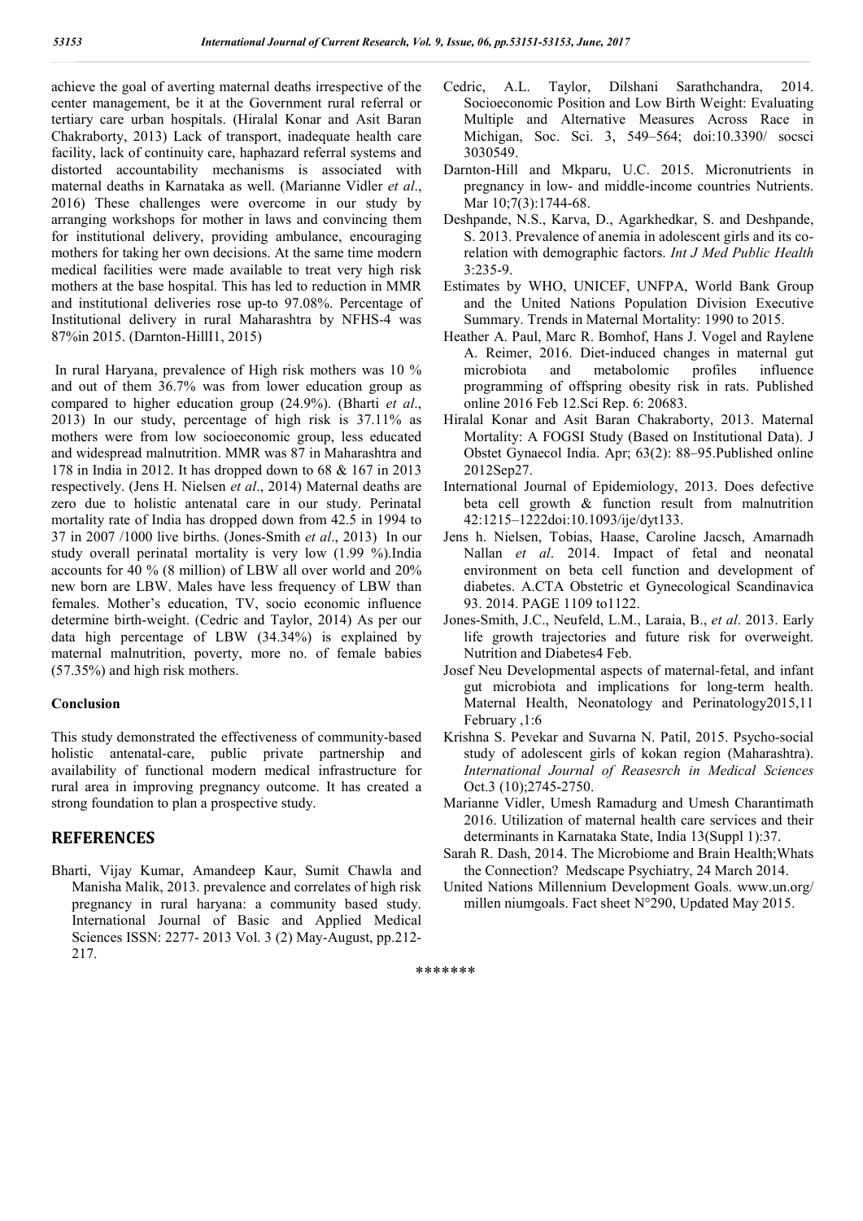achieve the goal of averting maternal deaths irrespective of the center management, be it at the Government rural referral or tertiary care urban hospitals. (Hiralal Konar and Asit Baran Chakraborty, 2013) Lack of transport, inadequate health care facility, lack of continuity care, haphazard referral systems and distorted accountability mechanisms is associated with maternal deaths in Karnataka as well. (Marianne Vidler *et al*., 2016) These challenges were overcome in our study by arranging workshops for mother in laws and convincing them for institutional delivery, providing ambulance, encouraging mothers for taking her own decisions. At the same time modern medical facilities were made available to treat very high risk mothers at the base hospital. This has led to reduction in MMR and institutional deliveries rose up-to 97.08%. Percentage of Institutional delivery in rural Maharashtra by NFHS-4 was 87%in 2015. (Darnton-HillI1, 2015)

In rural Haryana, prevalence of High risk mothers was 10 % and out of them 36.7% was from lower education group as compared to higher education group (24.9%). (Bharti *et al*., 2013) In our study, percentage of high risk is 37.11% as mothers were from low socioeconomic group, less educated and widespread malnutrition. MMR was 87 in Maharashtra and 178 in India in 2012. It has dropped down to 68 & 167 in 2013 respectively. (Jens H. Nielsen *et al*., 2014) Maternal deaths are zero due to holistic antenatal care in our study. Perinatal mortality rate of India has dropped down from 42.5 in 1994 to 37 in 2007 /1000 live births. (Jones-Smith *et al*., 2013) In our study overall perinatal mortality is very low (1.99 %).India accounts for 40 % (8 million) of LBW all over world and 20% new born are LBW. Males have less frequency of LBW than females. Mother's education, TV, socio economic influence determine birth-weight. (Cedric and Taylor, 2014) As per our data high percentage of LBW (34.34%) is explained by maternal malnutrition, poverty, more no. of female babies (57.35%) and high risk mothers.

### Conclusion

This study demonstrated the effectiveness of community-based holistic antenatal-care, public private partnership and availability of functional modern medical infrastructure for rural area in improving pregnancy outcome. It has created a strong foundation to plan a prospective study.

## REFERENCES

Bharti, Vijay Kumar, Amandeep Kaur, Sumit Chawla and Manisha Malik, 2013. prevalence and correlates of high risk pregnancy in rural haryana: a community based study. International Journal of Basic and Applied Medical Sciences ISSN: 2277- 2013 Vol. 3 (2) May-August, pp.212-217.

Cedric, A.L. Taylor, Dilshani Sarathchandra, 2014. Socioeconomic Position and Low Birth Weight: Evaluating Multiple and Alternative Measures Across Race in Michigan, Soc. Sci. 3, 549–564; doi:10.3390/ socsci 3030549.

Darnton-Hill and Mkparu, U.C. 2015. Micronutrients in pregnancy in low- and middle-income countries Nutrients. Mar 10;7(3):1744-68.

Deshpande, N.S., Karva, D., Agarkhedkar, S. and Deshpande, S. 2013. Prevalence of anemia in adolescent girls and its co-relation with demographic factors. *Int J Med Public Health* 3:235-9.

Estimates by WHO, UNICEF, UNFPA, World Bank Group and the United Nations Population Division Executive Summary. Trends in Maternal Mortality: 1990 to 2015.

Heather A. Paul, Marc R. Bomhof, Hans J. Vogel and Raylene A. Reimer, 2016. Diet-induced changes in maternal gut microbiota and metabolomic profiles influence programming of offspring obesity risk in rats. Published online 2016 Feb 12.Sci Rep. 6: 20683.

Hiralal Konar and Asit Baran Chakraborty, 2013. Maternal Mortality: A FOGSI Study (Based on Institutional Data). J Obstet Gynaecol India. Apr; 63(2): 88–95.Published online 2012Sep27.

International Journal of Epidemiology, 2013. Does defective beta cell growth & function result from malnutrition 42:1215–1222doi:10.1093/ije/dyt133.

Jens h. Nielsen, Tobias, Haase, Caroline Jacsch, Amarnadh Nallan *et al*. 2014. Impact of fetal and neonatal environment on beta cell function and development of diabetes. A.CTA Obstetric et Gynecological Scandinavica 93. 2014. PAGE 1109 to1122.

Jones-Smith, J.C., Neufeld, L.M., Laraia, B., *et al*. 2013. Early life growth trajectories and future risk for overweight. Nutrition and Diabetes4 Feb.

Josef Neu Developmental aspects of maternal-fetal, and infant gut microbiota and implications for long-term health. Maternal Health, Neonatology and Perinatology2015,11 February ,1:6

Krishna S. Pevekar and Suvarna N. Patil, 2015. Psycho-social study of adolescent girls of kokan region (Maharashtra). *International Journal of Reasesrch in Medical Sciences* Oct.3 (10);2745-2750.

Marianne Vidler, Umesh Ramadurg and Umesh Charantimath 2016. Utilization of maternal health care services and their determinants in Karnataka State, India 13(Suppl 1):37.

Sarah R. Dash, 2014. The Microbiome and Brain Health;Whats the Connection? Medscape Psychiatry, 24 March 2014.

United Nations Millennium Development Goals. www.un.org/ millen niumgoals. Fact sheet N°290, Updated May 2015.

\*\*\*\*\*\*\*